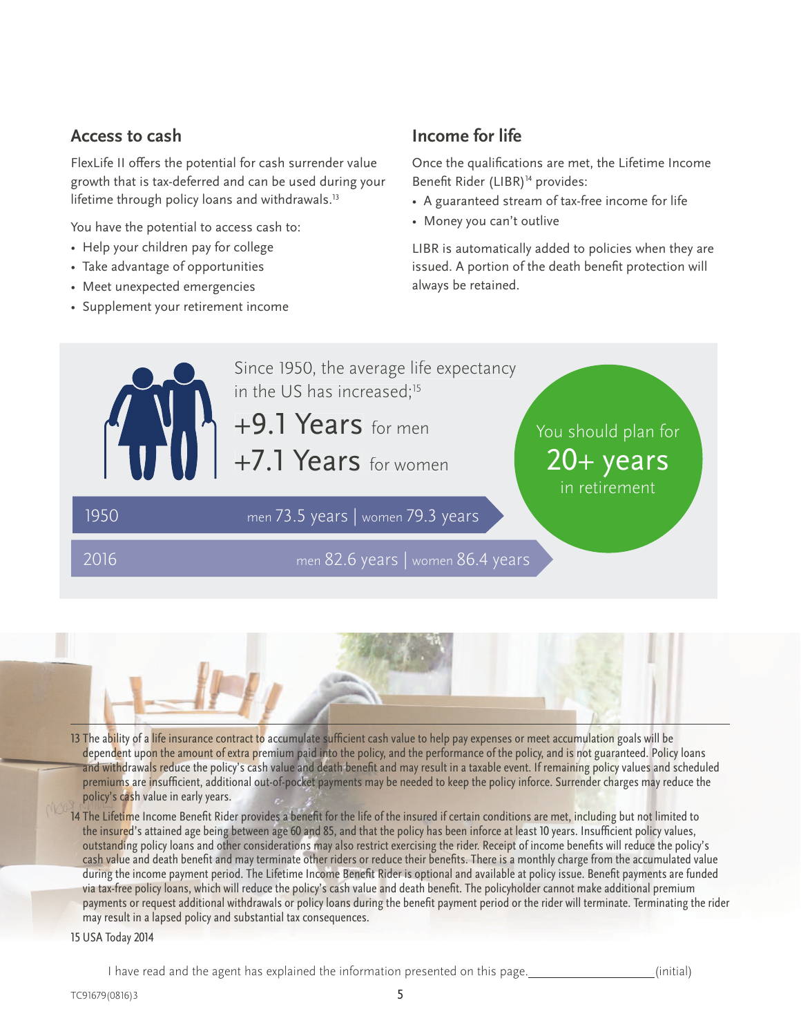## Access to cash

FlexLife II offers the potential for cash surrender value growth that is tax-deferred and can be used during your lifetime through policy loans and withdrawals.[13]

You have the potential to access cash to:

- Help your children pay for college
- Take advantage of opportunities
- Meet unexpected emergencies
- Supplement your retirement income

## Income for life

Once the qualifications are met, the Lifetime Income Benefit Rider (LIBR)[14] provides:

- A guaranteed stream of tax-free income for life
- Money you can't outlive

LIBR is automatically added to policies when they are issued. A portion of the death benefit protection will always be retained.

Since 1950, the average life expectancy in the US has increased;[15]

**+9.1 Years** for men

**+7.1 Years** for women

| | |
|---|---|
| 1950 | men 73.5 years \| women 79.3 years |
| 2016 | men 82.6 years \| women 86.4 years |

You should plan for **20+ years** in retirement

---

13 The ability of a life insurance contract to accumulate sufficient cash value to help pay expenses or meet accumulation goals will be dependent upon the amount of extra premium paid into the policy, and the performance of the policy, and is not guaranteed. Policy loans and withdrawals reduce the policy's cash value and death benefit and may result in a taxable event. If remaining policy values and scheduled premiums are insufficient, additional out-of-pocket payments may be needed to keep the policy inforce. Surrender charges may reduce the policy's cash value in early years.

14 The Lifetime Income Benefit Rider provides a benefit for the life of the insured if certain conditions are met, including but not limited to the insured's attained age being between age 60 and 85, and that the policy has been inforce at least 10 years. Insufficient policy values, outstanding policy loans and other considerations may also restrict exercising the rider. Receipt of income benefits will reduce the policy's cash value and death benefit and may terminate other riders or reduce their benefits. There is a monthly charge from the accumulated value during the income payment period. The Lifetime Income Benefit Rider is optional and available at policy issue. Benefit payments are funded via tax-free policy loans, which will reduce the policy's cash value and death benefit. The policyholder cannot make additional premium payments or request additional withdrawals or policy loans during the benefit payment period or the rider will terminate. Terminating the rider may result in a lapsed policy and substantial tax consequences.

15 USA Today 2014

I have read and the agent has explained the information presented on this page.\_\_\_\_\_\_\_\_\_\_\_\_\_\_\_\_(initial)

TC91679(0816)3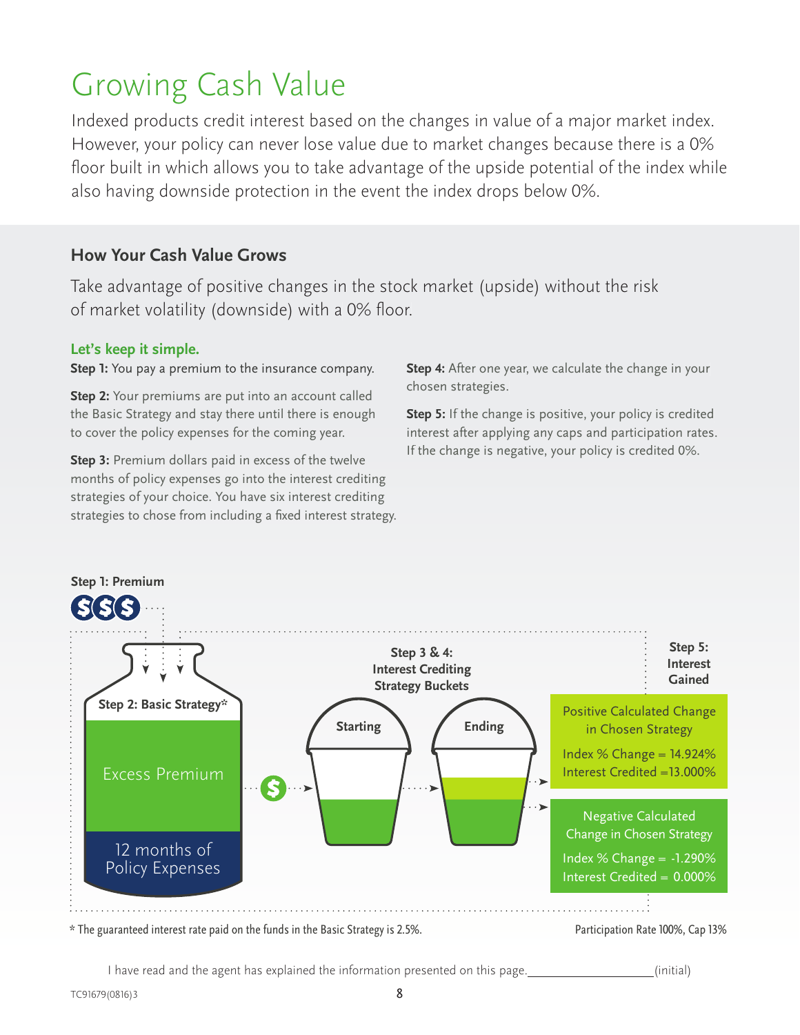# Growing Cash Value

Indexed products credit interest based on the changes in value of a major market index. However, your policy can never lose value due to market changes because there is a 0% floor built in which allows you to take advantage of the upside potential of the index while also having downside protection in the event the index drops below 0%.

## How Your Cash Value Grows

Take advantage of positive changes in the stock market (upside) without the risk of market volatility (downside) with a 0% floor.

### Let's keep it simple.

**Step 1:** You pay a premium to the insurance company.

**Step 2:** Your premiums are put into an account called the Basic Strategy and stay there until there is enough to cover the policy expenses for the coming year.

**Step 3:** Premium dollars paid in excess of the twelve months of policy expenses go into the interest crediting strategies of your choice. You have six interest crediting strategies to chose from including a fixed interest strategy.

**Step 4:** After one year, we calculate the change in your chosen strategies.

**Step 5:** If the change is positive, your policy is credited interest after applying any caps and participation rates. If the change is negative, your policy is credited 0%.

**Step 1: Premium**

**Step 2: Basic Strategy***

Excess Premium

12 months of Policy Expenses

**Step 3 & 4: Interest Crediting Strategy Buckets**

Starting

Ending

**Step 5: Interest Gained**

Positive Calculated Change in Chosen Strategy

Index % Change = 14.924%
Interest Credited =13.000%

Negative Calculated Change in Chosen Strategy

Index % Change = -1.290%
Interest Credited = 0.000%

\* The guaranteed interest rate paid on the funds in the Basic Strategy is 2.5%.

Participation Rate 100%, Cap 13%

I have read and the agent has explained the information presented on this page.__________________(initial)

TC91679(0816)3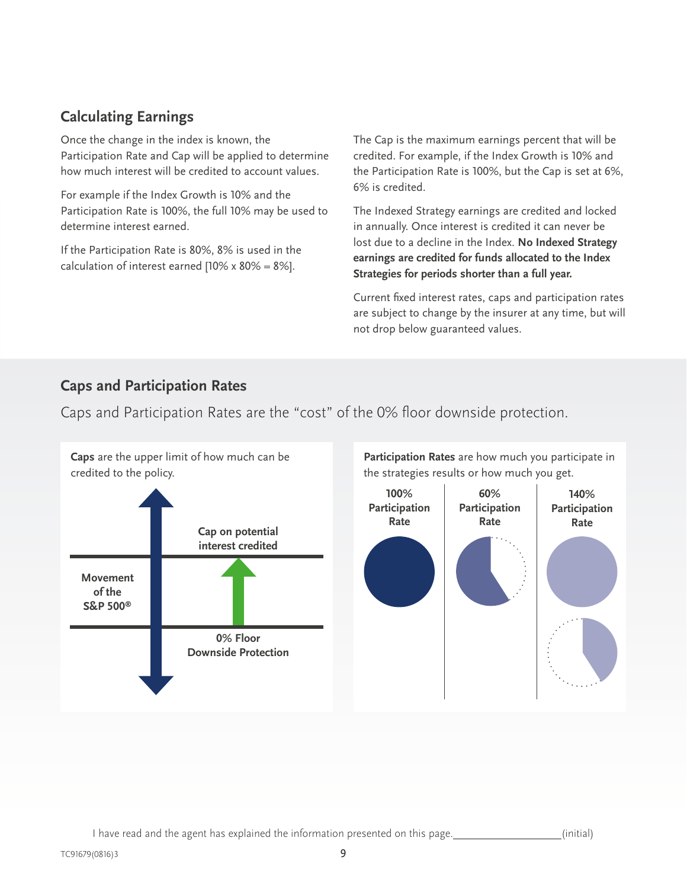## Calculating Earnings

Once the change in the index is known, the Participation Rate and Cap will be applied to determine how much interest will be credited to account values.

For example if the Index Growth is 10% and the Participation Rate is 100%, the full 10% may be used to determine interest earned.

If the Participation Rate is 80%, 8% is used in the calculation of interest earned [10% x 80% = 8%].

The Cap is the maximum earnings percent that will be credited. For example, if the Index Growth is 10% and the Participation Rate is 100%, but the Cap is set at 6%, 6% is credited.

The Indexed Strategy earnings are credited and locked in annually. Once interest is credited it can never be lost due to a decline in the Index. **No Indexed Strategy earnings are credited for funds allocated to the Index Strategies for periods shorter than a full year.**

Current fixed interest rates, caps and participation rates are subject to change by the insurer at any time, but will not drop below guaranteed values.

## Caps and Participation Rates

Caps and Participation Rates are the "cost" of the 0% floor downside protection.

**Caps** are the upper limit of how much can be credited to the policy.

**Movement of the S&P 500®**

**Cap on potential interest credited**

**0% Floor Downside Protection**

**Participation Rates** are how much you participate in the strategies results or how much you get.

**100% Participation Rate**

**60% Participation Rate**

**140% Participation Rate**

I have read and the agent has explained the information presented on this page.\_\_\_\_\_\_\_\_\_\_\_\_\_\_\_\_\_\_(initial)

TC91679(0816)3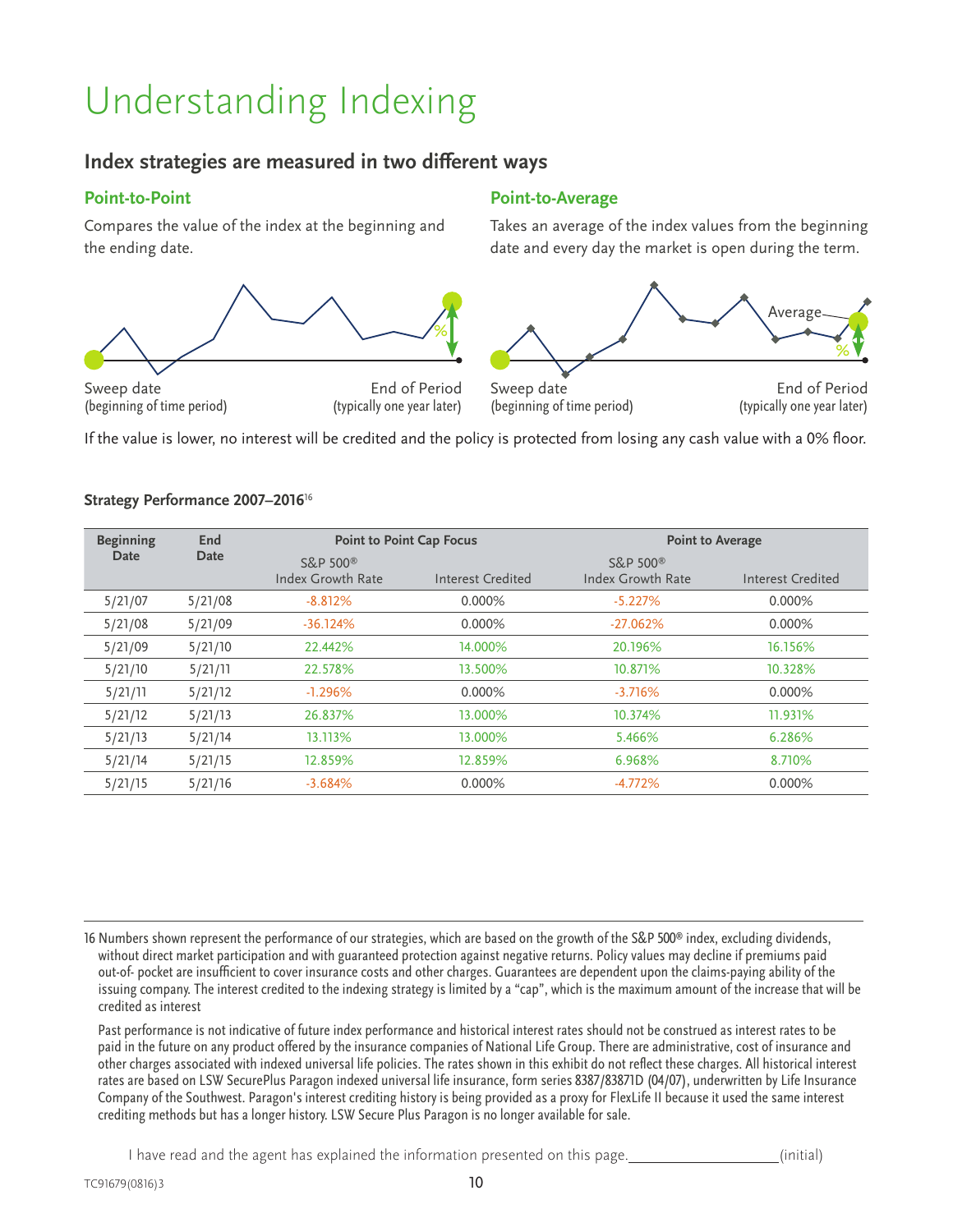# Understanding Indexing

## Index strategies are measured in two different ways

### Point-to-Point

Compares the value of the index at the beginning and the ending date.

%

Sweep date
(beginning of time period)

End of Period
(typically one year later)

### Point-to-Average

Takes an average of the index values from the beginning date and every day the market is open during the term.

Average

%

Sweep date
(beginning of time period)

End of Period
(typically one year later)

If the value is lower, no interest will be credited and the policy is protected from losing any cash value with a 0% floor.

**Strategy Performance 2007–2016**[16]

| Beginning Date | End Date | Point to Point Cap Focus | | Point to Average | |
|---|---|---|---|---|---|
| | | S&P 500® Index Growth Rate | Interest Credited | S&P 500® Index Growth Rate | Interest Credited |
| 5/21/07 | 5/21/08 | -8.812% | 0.000% | -5.227% | 0.000% |
| 5/21/08 | 5/21/09 | -36.124% | 0.000% | -27.062% | 0.000% |
| 5/21/09 | 5/21/10 | 22.442% | 14.000% | 20.196% | 16.156% |
| 5/21/10 | 5/21/11 | 22.578% | 13.500% | 10.871% | 10.328% |
| 5/21/11 | 5/21/12 | -1.296% | 0.000% | -3.716% | 0.000% |
| 5/21/12 | 5/21/13 | 26.837% | 13.000% | 10.374% | 11.931% |
| 5/21/13 | 5/21/14 | 13.113% | 13.000% | 5.466% | 6.286% |
| 5/21/14 | 5/21/15 | 12.859% | 12.859% | 6.968% | 8.710% |
| 5/21/15 | 5/21/16 | -3.684% | 0.000% | -4.772% | 0.000% |

---

16 Numbers shown represent the performance of our strategies, which are based on the growth of the S&P 500® index, excluding dividends, without direct market participation and with guaranteed protection against negative returns. Policy values may decline if premiums paid out-of- pocket are insufficient to cover insurance costs and other charges. Guarantees are dependent upon the claims-paying ability of the issuing company. The interest credited to the indexing strategy is limited by a "cap", which is the maximum amount of the increase that will be credited as interest

Past performance is not indicative of future index performance and historical interest rates should not be construed as interest rates to be paid in the future on any product offered by the insurance companies of National Life Group. There are administrative, cost of insurance and other charges associated with indexed universal life policies. The rates shown in this exhibit do not reflect these charges. All historical interest rates are based on LSW SecurePlus Paragon indexed universal life insurance, form series 8387/83871D (04/07), underwritten by Life Insurance Company of the Southwest. Paragon's interest crediting history is being provided as a proxy for FlexLife II because it used the same interest crediting methods but has a longer history. LSW Secure Plus Paragon is no longer available for sale.

I have read and the agent has explained the information presented on this page.__________________(initial)

TC91679(0816)3